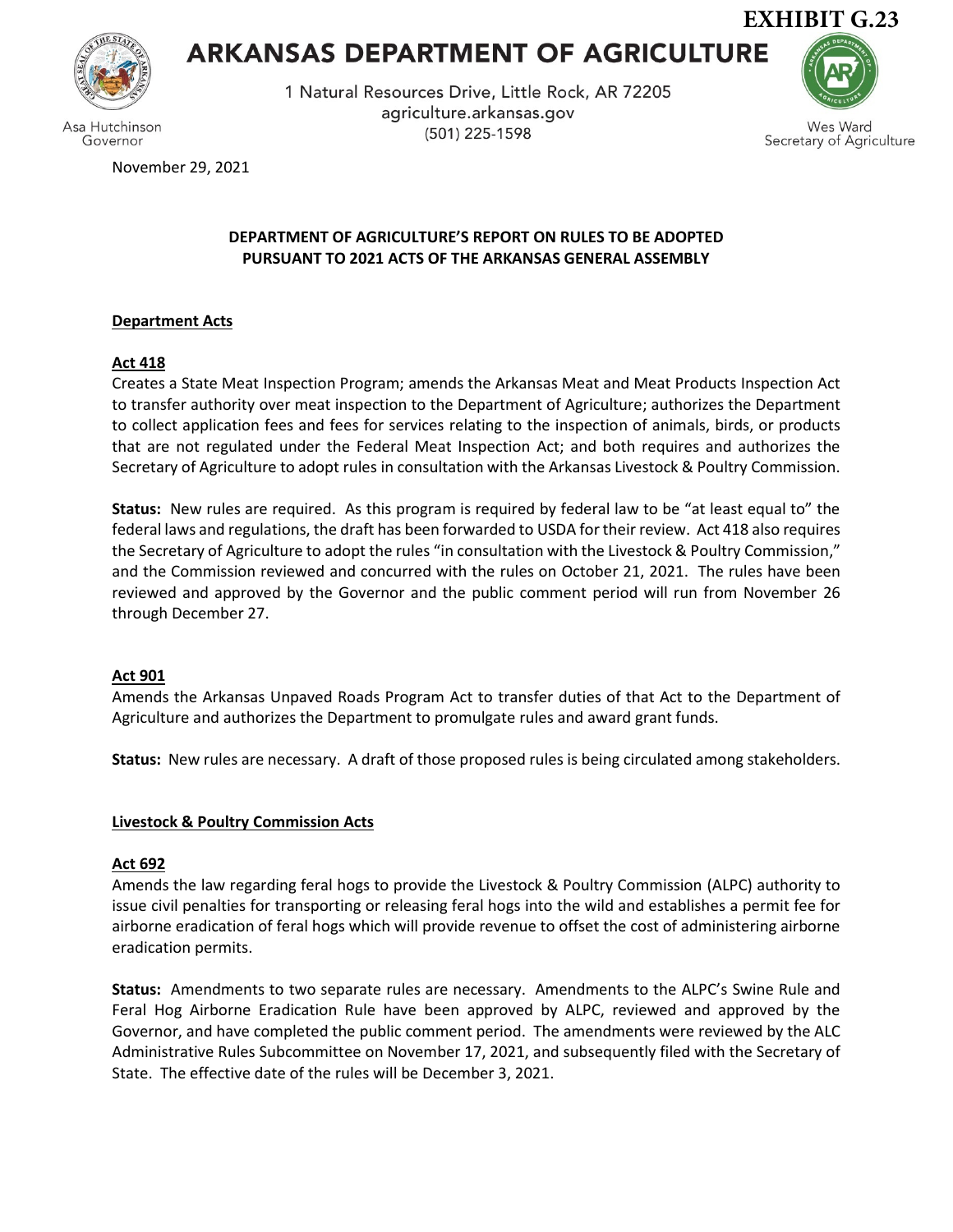**EXHIBIT G.23**

# ARKANSAS DEPARTMENT OF AGRICULTURE

1 Natural Resources Drive, Little Rock, AR 72205
agriculture.arkansas.gov
(501) 225-1598

Asa Hutchinson
Governor

Wes Ward
Secretary of Agriculture

November 29, 2021

**DEPARTMENT OF AGRICULTURE'S REPORT ON RULES TO BE ADOPTED PURSUANT TO 2021 ACTS OF THE ARKANSAS GENERAL ASSEMBLY**

**Department Acts**

**Act 418**

Creates a State Meat Inspection Program; amends the Arkansas Meat and Meat Products Inspection Act to transfer authority over meat inspection to the Department of Agriculture; authorizes the Department to collect application fees and fees for services relating to the inspection of animals, birds, or products that are not regulated under the Federal Meat Inspection Act; and both requires and authorizes the Secretary of Agriculture to adopt rules in consultation with the Arkansas Livestock & Poultry Commission.

**Status:** New rules are required. As this program is required by federal law to be "at least equal to" the federal laws and regulations, the draft has been forwarded to USDA for their review. Act 418 also requires the Secretary of Agriculture to adopt the rules "in consultation with the Livestock & Poultry Commission," and the Commission reviewed and concurred with the rules on October 21, 2021. The rules have been reviewed and approved by the Governor and the public comment period will run from November 26 through December 27.

**Act 901**

Amends the Arkansas Unpaved Roads Program Act to transfer duties of that Act to the Department of Agriculture and authorizes the Department to promulgate rules and award grant funds.

**Status:** New rules are necessary. A draft of those proposed rules is being circulated among stakeholders.

**Livestock & Poultry Commission Acts**

**Act 692**

Amends the law regarding feral hogs to provide the Livestock & Poultry Commission (ALPC) authority to issue civil penalties for transporting or releasing feral hogs into the wild and establishes a permit fee for airborne eradication of feral hogs which will provide revenue to offset the cost of administering airborne eradication permits.

**Status:** Amendments to two separate rules are necessary. Amendments to the ALPC's Swine Rule and Feral Hog Airborne Eradication Rule have been approved by ALPC, reviewed and approved by the Governor, and have completed the public comment period. The amendments were reviewed by the ALC Administrative Rules Subcommittee on November 17, 2021, and subsequently filed with the Secretary of State. The effective date of the rules will be December 3, 2021.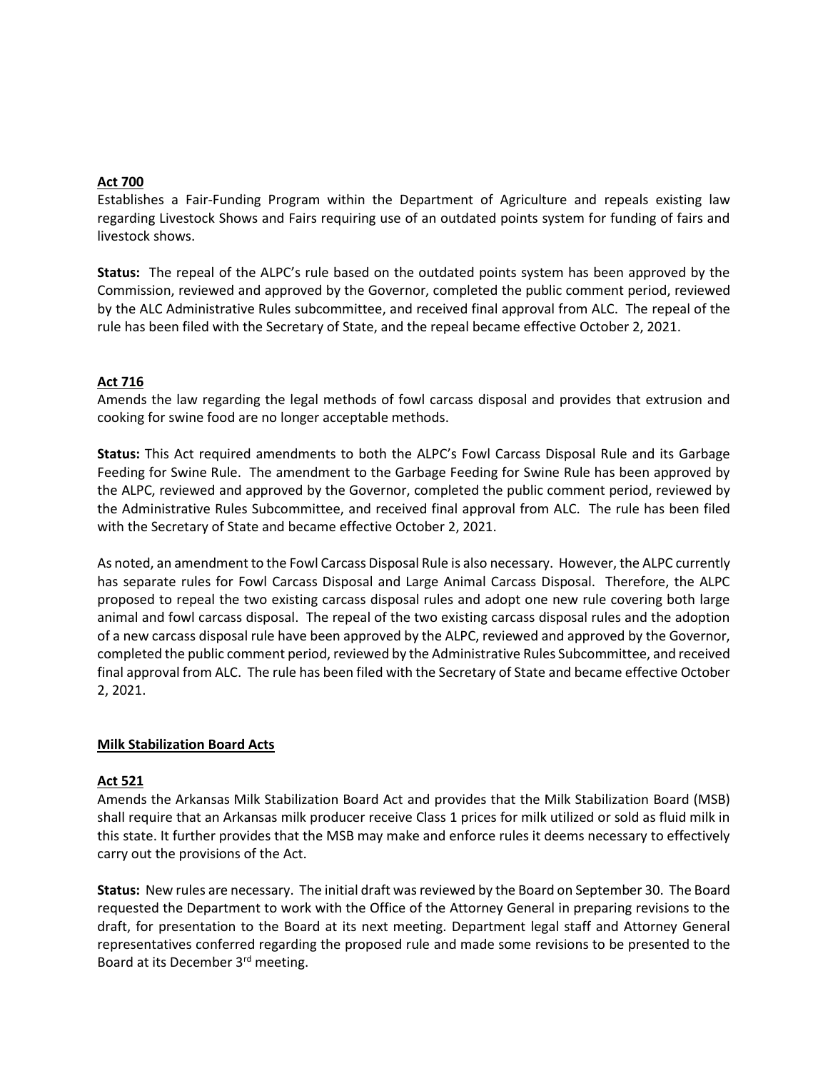**Act 700**

Establishes a Fair-Funding Program within the Department of Agriculture and repeals existing law regarding Livestock Shows and Fairs requiring use of an outdated points system for funding of fairs and livestock shows.

**Status:** The repeal of the ALPC's rule based on the outdated points system has been approved by the Commission, reviewed and approved by the Governor, completed the public comment period, reviewed by the ALC Administrative Rules subcommittee, and received final approval from ALC. The repeal of the rule has been filed with the Secretary of State, and the repeal became effective October 2, 2021.

**Act 716**

Amends the law regarding the legal methods of fowl carcass disposal and provides that extrusion and cooking for swine food are no longer acceptable methods.

**Status:** This Act required amendments to both the ALPC's Fowl Carcass Disposal Rule and its Garbage Feeding for Swine Rule. The amendment to the Garbage Feeding for Swine Rule has been approved by the ALPC, reviewed and approved by the Governor, completed the public comment period, reviewed by the Administrative Rules Subcommittee, and received final approval from ALC. The rule has been filed with the Secretary of State and became effective October 2, 2021.

As noted, an amendment to the Fowl Carcass Disposal Rule is also necessary. However, the ALPC currently has separate rules for Fowl Carcass Disposal and Large Animal Carcass Disposal. Therefore, the ALPC proposed to repeal the two existing carcass disposal rules and adopt one new rule covering both large animal and fowl carcass disposal. The repeal of the two existing carcass disposal rules and the adoption of a new carcass disposal rule have been approved by the ALPC, reviewed and approved by the Governor, completed the public comment period, reviewed by the Administrative Rules Subcommittee, and received final approval from ALC. The rule has been filed with the Secretary of State and became effective October 2, 2021.

**Milk Stabilization Board Acts**

**Act 521**

Amends the Arkansas Milk Stabilization Board Act and provides that the Milk Stabilization Board (MSB) shall require that an Arkansas milk producer receive Class 1 prices for milk utilized or sold as fluid milk in this state. It further provides that the MSB may make and enforce rules it deems necessary to effectively carry out the provisions of the Act.

**Status:** New rules are necessary. The initial draft was reviewed by the Board on September 30. The Board requested the Department to work with the Office of the Attorney General in preparing revisions to the draft, for presentation to the Board at its next meeting. Department legal staff and Attorney General representatives conferred regarding the proposed rule and made some revisions to be presented to the Board at its December 3rd meeting.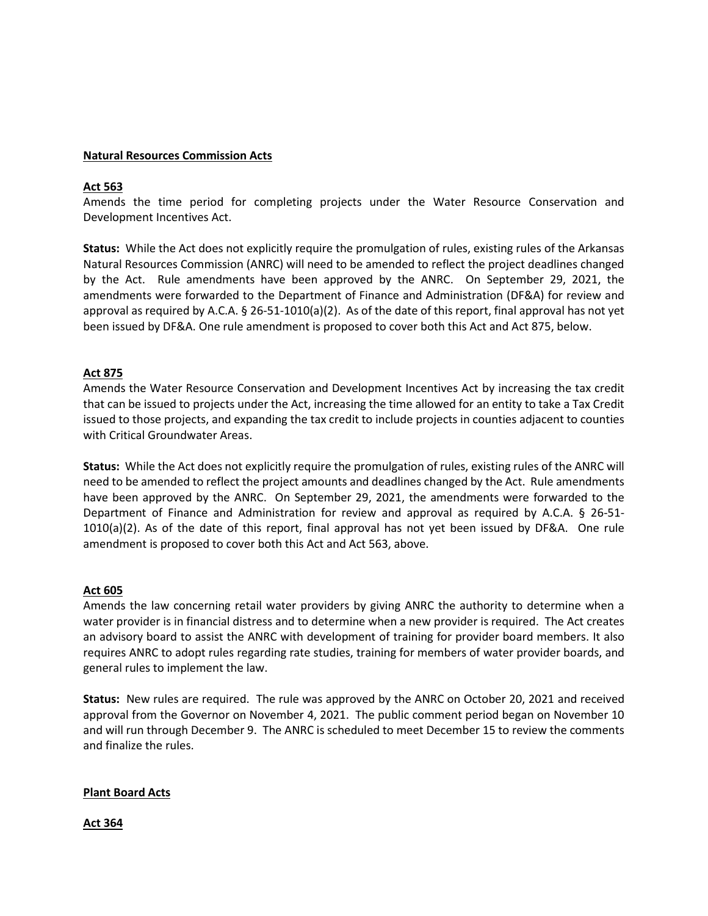**Natural Resources Commission Acts**

**Act 563**

Amends the time period for completing projects under the Water Resource Conservation and Development Incentives Act.

**Status:** While the Act does not explicitly require the promulgation of rules, existing rules of the Arkansas Natural Resources Commission (ANRC) will need to be amended to reflect the project deadlines changed by the Act. Rule amendments have been approved by the ANRC. On September 29, 2021, the amendments were forwarded to the Department of Finance and Administration (DF&A) for review and approval as required by A.C.A. § 26-51-1010(a)(2). As of the date of this report, final approval has not yet been issued by DF&A. One rule amendment is proposed to cover both this Act and Act 875, below.

**Act 875**

Amends the Water Resource Conservation and Development Incentives Act by increasing the tax credit that can be issued to projects under the Act, increasing the time allowed for an entity to take a Tax Credit issued to those projects, and expanding the tax credit to include projects in counties adjacent to counties with Critical Groundwater Areas.

**Status:** While the Act does not explicitly require the promulgation of rules, existing rules of the ANRC will need to be amended to reflect the project amounts and deadlines changed by the Act. Rule amendments have been approved by the ANRC. On September 29, 2021, the amendments were forwarded to the Department of Finance and Administration for review and approval as required by A.C.A. § 26-51-1010(a)(2). As of the date of this report, final approval has not yet been issued by DF&A. One rule amendment is proposed to cover both this Act and Act 563, above.

**Act 605**

Amends the law concerning retail water providers by giving ANRC the authority to determine when a water provider is in financial distress and to determine when a new provider is required. The Act creates an advisory board to assist the ANRC with development of training for provider board members. It also requires ANRC to adopt rules regarding rate studies, training for members of water provider boards, and general rules to implement the law.

**Status:** New rules are required. The rule was approved by the ANRC on October 20, 2021 and received approval from the Governor on November 4, 2021. The public comment period began on November 10 and will run through December 9. The ANRC is scheduled to meet December 15 to review the comments and finalize the rules.

**Plant Board Acts**

**Act 364**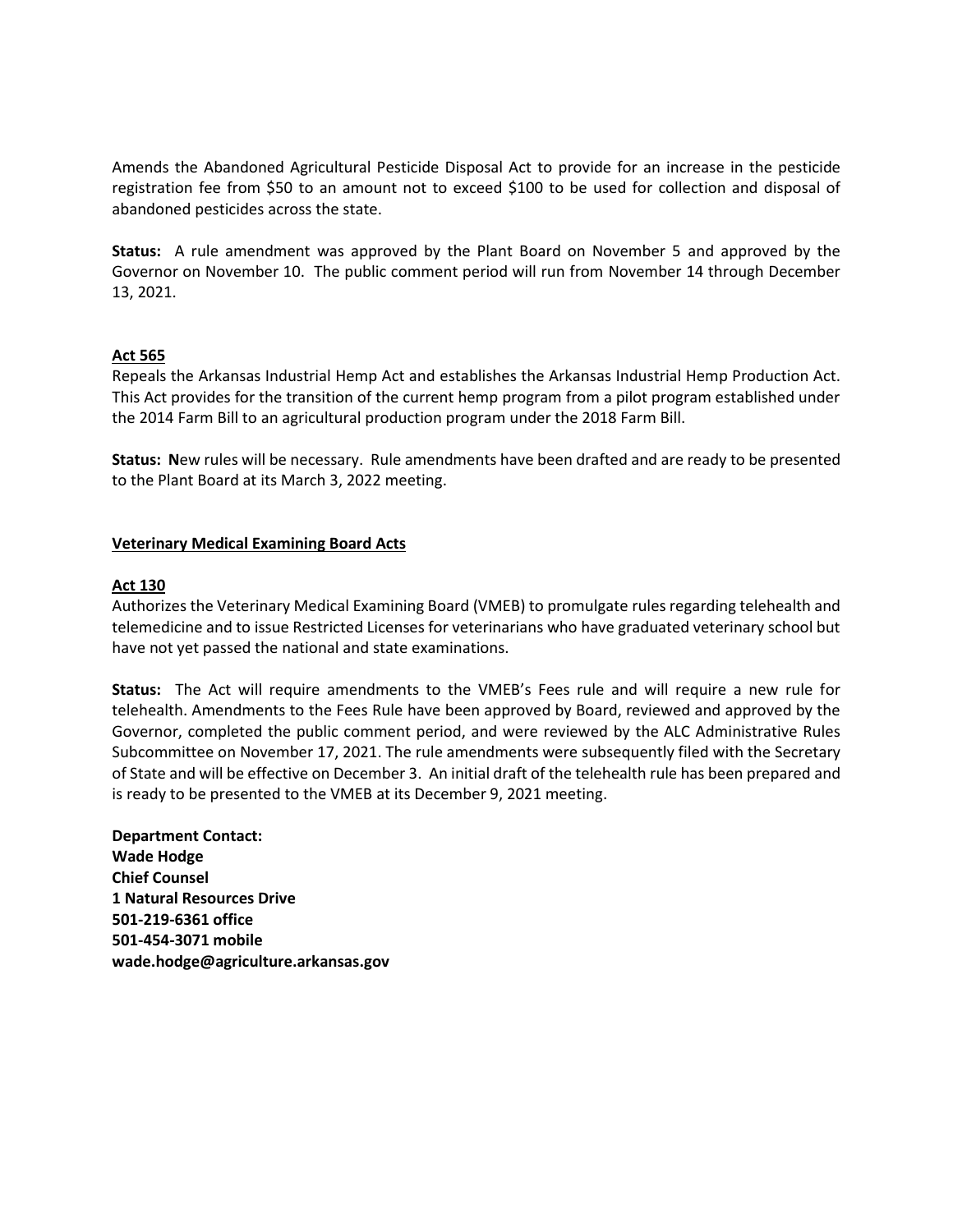Amends the Abandoned Agricultural Pesticide Disposal Act to provide for an increase in the pesticide registration fee from $50 to an amount not to exceed $100 to be used for collection and disposal of abandoned pesticides across the state.

**Status:** A rule amendment was approved by the Plant Board on November 5 and approved by the Governor on November 10. The public comment period will run from November 14 through December 13, 2021.

**Act 565**

Repeals the Arkansas Industrial Hemp Act and establishes the Arkansas Industrial Hemp Production Act. This Act provides for the transition of the current hemp program from a pilot program established under the 2014 Farm Bill to an agricultural production program under the 2018 Farm Bill.

**Status: N**ew rules will be necessary. Rule amendments have been drafted and are ready to be presented to the Plant Board at its March 3, 2022 meeting.

**Veterinary Medical Examining Board Acts**

**Act 130**

Authorizes the Veterinary Medical Examining Board (VMEB) to promulgate rules regarding telehealth and telemedicine and to issue Restricted Licenses for veterinarians who have graduated veterinary school but have not yet passed the national and state examinations.

**Status:** The Act will require amendments to the VMEB's Fees rule and will require a new rule for telehealth. Amendments to the Fees Rule have been approved by Board, reviewed and approved by the Governor, completed the public comment period, and were reviewed by the ALC Administrative Rules Subcommittee on November 17, 2021. The rule amendments were subsequently filed with the Secretary of State and will be effective on December 3. An initial draft of the telehealth rule has been prepared and is ready to be presented to the VMEB at its December 9, 2021 meeting.

**Department Contact:**
**Wade Hodge**
**Chief Counsel**
**1 Natural Resources Drive**
**501-219-6361 office**
**501-454-3071 mobile**
**wade.hodge@agriculture.arkansas.gov**